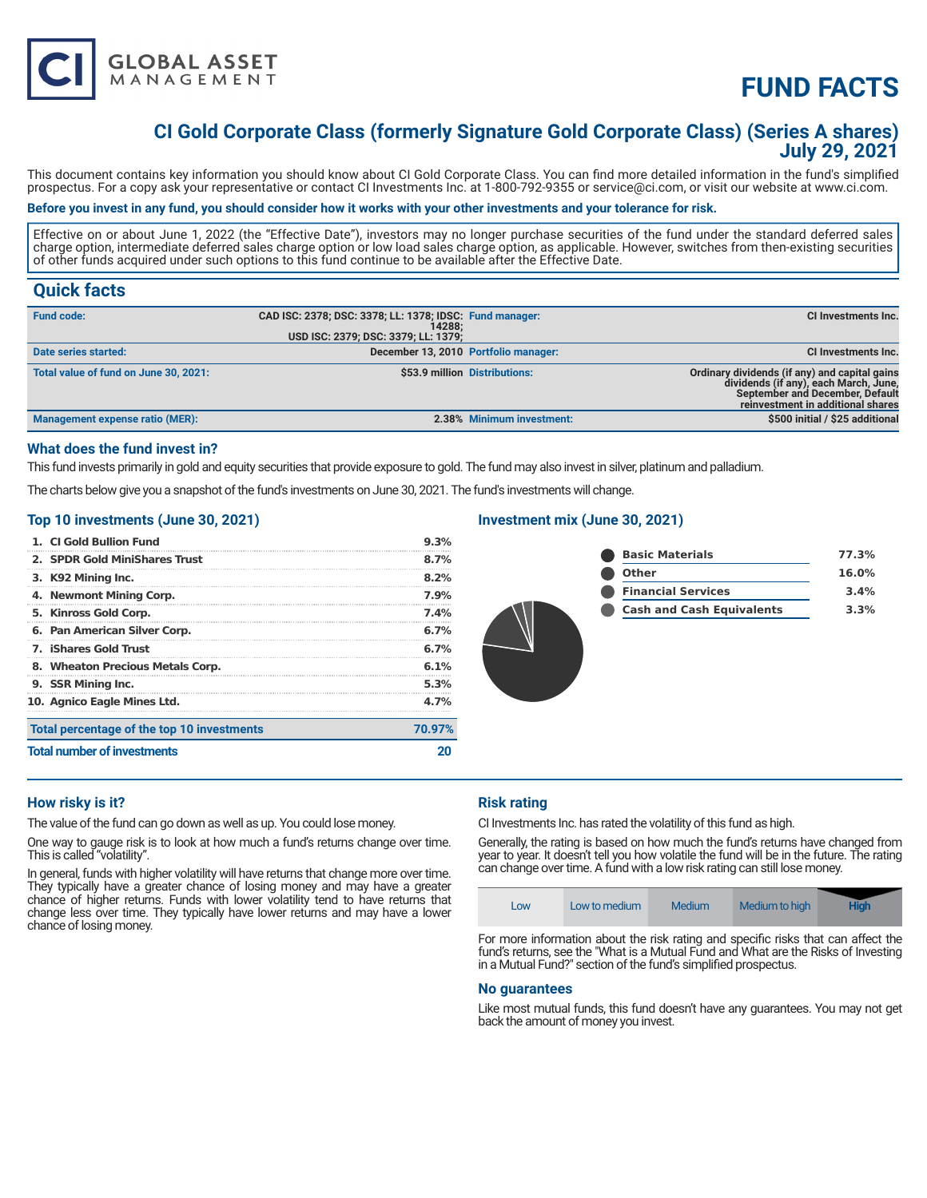# FUND FACTS

## CI Gold Corporate Class (formerly Signature Gold Corporate Class) (Series A shares)
## July 29, 2021

This document contains key information you should know about CI Gold Corporate Class. You can find more detailed information in the fund's simplified prospectus. For a copy ask your representative or contact CI Investments Inc. at 1-800-792-9355 or service@ci.com, or visit our website at www.ci.com.

**Before you invest in any fund, you should consider how it works with your other investments and your tolerance for risk.**

Effective on or about June 1, 2022 (the "Effective Date"), investors may no longer purchase securities of the fund under the standard deferred sales charge option, intermediate deferred sales charge option or low load sales charge option, as applicable. However, switches from then-existing securities of other funds acquired under such options to this fund continue to be available after the Effective Date.

## Quick facts

| | | | |
|---|---|---|---|
| **Fund code:** | CAD ISC: 2378; DSC: 3378; LL: 1378; IDSC: 14288; USD ISC: 2379; DSC: 3379; LL: 1379; | **Fund manager:** | CI Investments Inc. |
| **Date series started:** | December 13, 2010 | **Portfolio manager:** | CI Investments Inc. |
| **Total value of fund on June 30, 2021:** | $53.9 million | **Distributions:** | Ordinary dividends (if any) and capital gains dividends (if any), each March, June, September and December, Default reinvestment in additional shares |
| **Management expense ratio (MER):** | 2.38% | **Minimum investment:** | $500 initial / $25 additional |

### What does the fund invest in?

This fund invests primarily in gold and equity securities that provide exposure to gold. The fund may also invest in silver, platinum and palladium.

The charts below give you a snapshot of the fund's investments on June 30, 2021. The fund's investments will change.

### Top 10 investments (June 30, 2021)

| | |
|---|---|
| 1. CI Gold Bullion Fund | 9.3% |
| 2. SPDR Gold MiniShares Trust | 8.7% |
| 3. K92 Mining Inc. | 8.2% |
| 4. Newmont Mining Corp. | 7.9% |
| 5. Kinross Gold Corp. | 7.4% |
| 6. Pan American Silver Corp. | 6.7% |
| 7. iShares Gold Trust | 6.7% |
| 8. Wheaton Precious Metals Corp. | 6.1% |
| 9. SSR Mining Inc. | 5.3% |
| 10. Agnico Eagle Mines Ltd. | 4.7% |
| **Total percentage of the top 10 investments** | **70.97%** |
| **Total number of investments** | **20** |

### Investment mix (June 30, 2021)

| | |
|---|---|
| Basic Materials | 77.3% |
| Other | 16.0% |
| Financial Services | 3.4% |
| Cash and Cash Equivalents | 3.3% |

### How risky is it?

The value of the fund can go down as well as up. You could lose money.

One way to gauge risk is to look at how much a fund's returns change over time. This is called "volatility".

In general, funds with higher volatility will have returns that change more over time. They typically have a greater chance of losing money and may have a greater chance of higher returns. Funds with lower volatility tend to have returns that change less over time. They typically have lower returns and may have a lower chance of losing money.

### Risk rating

CI Investments Inc. has rated the volatility of this fund as high.

Generally, the rating is based on how much the fund's returns have changed from year to year. It doesn't tell you how volatile the fund will be in the future. The rating can change over time. A fund with a low risk rating can still lose money.

| Low | Low to medium | Medium | Medium to high | **High** |
|---|---|---|---|---|

For more information about the risk rating and specific risks that can affect the fund's returns, see the "What is a Mutual Fund and What are the Risks of Investing in a Mutual Fund?" section of the fund's simplified prospectus.

### No guarantees

Like most mutual funds, this fund doesn't have any guarantees. You may not get back the amount of money you invest.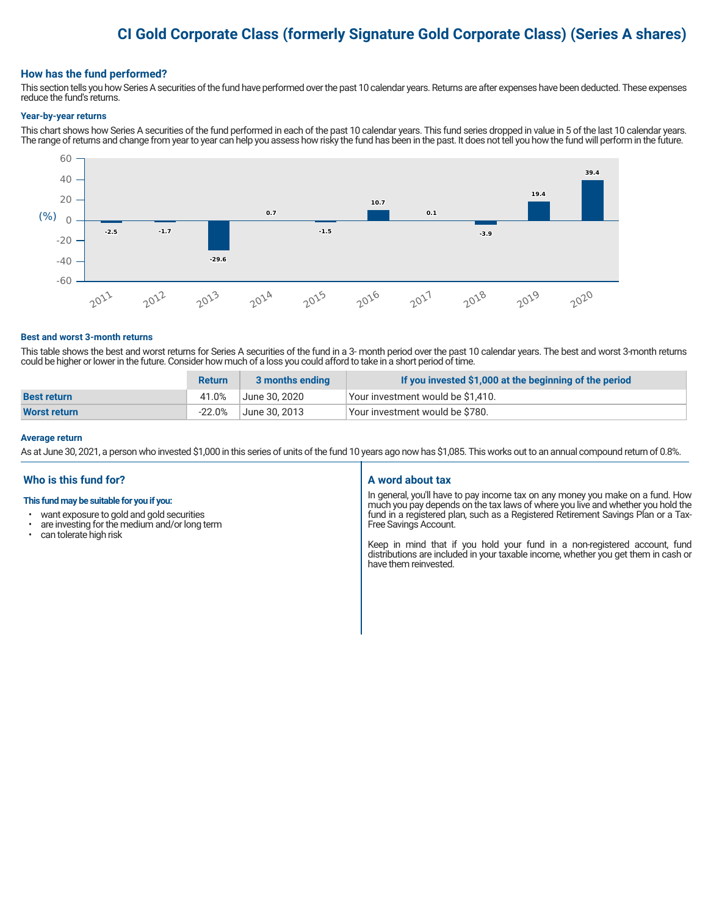# CI Gold Corporate Class (formerly Signature Gold Corporate Class) (Series A shares)

## How has the fund performed?

This section tells you how Series A securities of the fund have performed over the past 10 calendar years. Returns are after expenses have been deducted. These expenses reduce the fund's returns.

### Year-by-year returns

This chart shows how Series A securities of the fund performed in each of the past 10 calendar years. This fund series dropped in value in 5 of the last 10 calendar years. The range of returns and change from year to year can help you assess how risky the fund has been in the past. It does not tell you how the fund will perform in the future.

| Year | Return (%) |
|---|---|
| 2011 | -2.5 |
| 2012 | -1.7 |
| 2013 | -29.6 |
| 2014 | 0.7 |
| 2015 | -1.5 |
| 2016 | 10.7 |
| 2017 | 0.1 |
| 2018 | -3.9 |
| 2019 | 19.4 |
| 2020 | 39.4 |

### Best and worst 3-month returns

This table shows the best and worst returns for Series A securities of the fund in a 3- month period over the past 10 calendar years. The best and worst 3-month returns could be higher or lower in the future. Consider how much of a loss you could afford to take in a short period of time.

| | Return | 3 months ending | If you invested $1,000 at the beginning of the period |
|---|---|---|---|
| **Best return** | 41.0% | June 30, 2020 | Your investment would be $1,410. |
| **Worst return** | -22.0% | June 30, 2013 | Your investment would be $780. |

### Average return

As at June 30, 2021, a person who invested $1,000 in this series of units of the fund 10 years ago now has $1,085. This works out to an annual compound return of 0.8%.

## Who is this fund for?

**This fund may be suitable for you if you:**

- want exposure to gold and gold securities
- are investing for the medium and/or long term
- can tolerate high risk

## A word about tax

In general, you'll have to pay income tax on any money you make on a fund. How much you pay depends on the tax laws of where you live and whether you hold the fund in a registered plan, such as a Registered Retirement Savings Plan or a Tax-Free Savings Account.

Keep in mind that if you hold your fund in a non-registered account, fund distributions are included in your taxable income, whether you get them in cash or have them reinvested.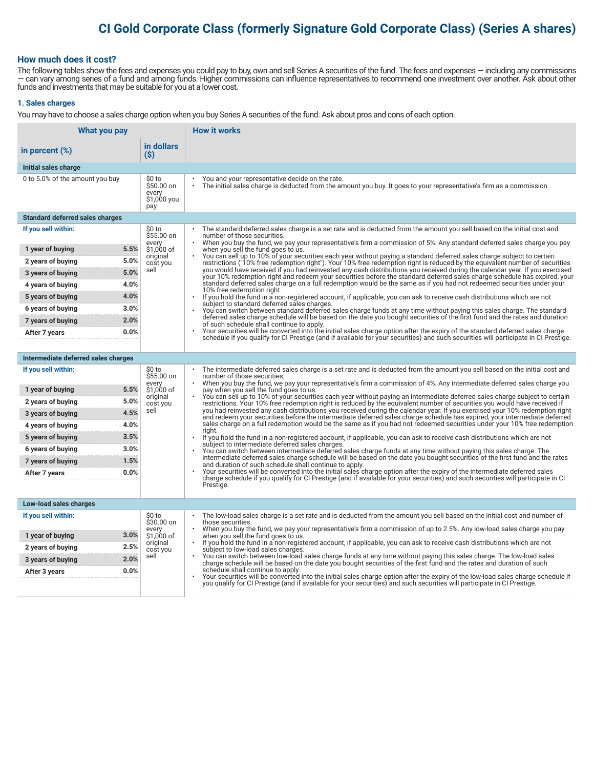# CI Gold Corporate Class (formerly Signature Gold Corporate Class) (Series A shares)

## How much does it cost?

The following tables show the fees and expenses you could pay to buy, own and sell Series A securities of the fund. The fees and expenses — including any commissions — can vary among series of a fund and among funds. Higher commissions can influence representatives to recommend one investment over another. Ask about other funds and investments that may be suitable for you at a lower cost.

### 1. Sales charges

You may have to choose a sales charge option when you buy Series A securities of the fund. Ask about pros and cons of each option.

| What you pay: in percent (%) | What you pay: in dollars ($) | How it works |
|---|---|---|
| **Initial sales charge** | | |
| 0 to 5.0% of the amount you buy | $0 to $50.00 on every $1,000 you pay | • You and your representative decide on the rate.<br>• The initial sales charge is deducted from the amount you buy. It goes to your representative's firm as a commission. |
| **Standard deferred sales charges** | | |
| **If you sell within:**<br>1 year of buying 5.5%<br>2 years of buying 5.0%<br>3 years of buying 5.0%<br>4 years of buying 4.0%<br>5 years of buying 4.0%<br>6 years of buying 3.0%<br>7 years of buying 2.0%<br>After 7 years 0.0% | $0 to $55.00 on every $1,000 of original cost you sell | • The standard deferred sales charge is a set rate and is deducted from the amount you sell based on the initial cost and number of those securities.<br>• When you buy the fund, we pay your representative's firm a commission of 5%. Any standard deferred sales charge you pay when you sell the fund goes to us.<br>• You can sell up to 10% of your securities each year without paying a standard deferred sales charge subject to certain restrictions ("10% free redemption right"). Your 10% free redemption right is reduced by the equivalent number of securities you would have received if you had reinvested any cash distributions you received during the calendar year. If you exercised your 10% redemption right and redeem your securities before the standard deferred sales charge schedule has expired, your standard deferred sales charge on a full redemption would be the same as if you had not redeemed securities under your 10% free redemption right.<br>• If you hold the fund in a non-registered account, if applicable, you can ask to receive cash distributions which are not subject to standard deferred sales charges.<br>• You can switch between standard deferred sales charge funds at any time without paying this sales charge. The standard deferred sales charge schedule will be based on the date you bought securities of the first fund and the rates and duration of such schedule shall continue to apply.<br>• Your securities will be converted into the initial sales charge option after the expiry of the standard deferred sales charge schedule if you qualify for CI Prestige (and if available for your securities) and such securities will participate in CI Prestige. |
| **Intermediate deferred sales charges** | | |
| **If you sell within:**<br>1 year of buying 5.5%<br>2 years of buying 5.0%<br>3 years of buying 4.5%<br>4 years of buying 4.0%<br>5 years of buying 3.5%<br>6 years of buying 3.0%<br>7 years of buying 1.5%<br>After 7 years 0.0% | $0 to $55.00 on every $1,000 of original cost you sell | • The intermediate deferred sales charge is a set rate and is deducted from the amount you sell based on the initial cost and number of those securities.<br>• When you buy the fund, we pay your representative's firm a commission of 4%. Any intermediate deferred sales charge you pay when you sell the fund goes to us.<br>• You can sell up to 10% of your securities each year without paying an intermediate deferred sales charge subject to certain restrictions. Your 10% free redemption right is reduced by the equivalent number of securities you would have received if you had reinvested any cash distributions you received during the calendar year. If you exercised your 10% redemption right and redeem your securities before the intermediate deferred sales charge schedule has expired, your intermediate deferred sales charge on a full redemption would be the same as if you had not redeemed securities under your 10% free redemption right.<br>• If you hold the fund in a non-registered account, if applicable, you can ask to receive cash distributions which are not subject to intermediate deferred sales charges.<br>• You can switch between intermediate deferred sales charge funds at any time without paying this sales charge. The intermediate deferred sales charge schedule will be based on the date you bought securities of the first fund and the rates and duration of such schedule shall continue to apply.<br>• Your securities will be converted into the initial sales charge option after the expiry of the intermediate deferred sales charge schedule if you qualify for CI Prestige (and if available for your securities) and such securities will participate in CI Prestige. |
| **Low-load sales charges** | | |
| **If you sell within:**<br>1 year of buying 3.0%<br>2 years of buying 2.5%<br>3 years of buying 2.0%<br>After 3 years 0.0% | $0 to $30.00 on every $1,000 of original cost you sell | • The low-load sales charge is a set rate and is deducted from the amount you sell based on the initial cost and number of those securities.<br>• When you buy the fund, we pay your representative's firm a commission of up to 2.5%. Any low-load sales charge you pay when you sell the fund goes to us.<br>• If you hold the fund in a non-registered account, if applicable, you can ask to receive cash distributions which are not subject to low-load sales charges.<br>• You can switch between low-load sales charge funds at any time without paying this sales charge. The low-load sales charge schedule will be based on the date you bought securities of the first fund and the rates and duration of such schedule shall continue to apply.<br>• Your securities will be converted into the initial sales charge option after the expiry of the low-load sales charge schedule if you qualify for CI Prestige (and if available for your securities) and such securities will participate in CI Prestige. |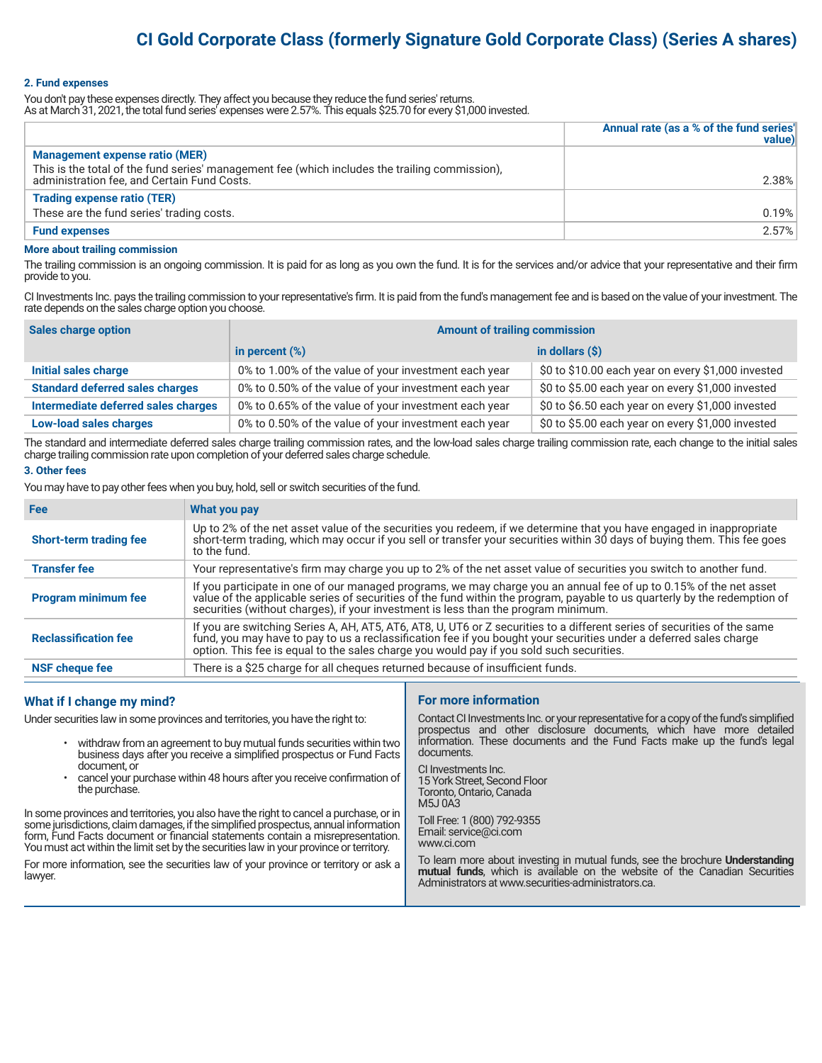# CI Gold Corporate Class (formerly Signature Gold Corporate Class) (Series A shares)

### 2. Fund expenses

You don't pay these expenses directly. They affect you because they reduce the fund series' returns.
As at March 31, 2021, the total fund series' expenses were 2.57%. This equals $25.70 for every $1,000 invested.

| | Annual rate (as a % of the fund series' value) |
|---|---|
| **Management expense ratio (MER)**<br>This is the total of the fund series' management fee (which includes the trailing commission), administration fee, and Certain Fund Costs. | 2.38% |
| **Trading expense ratio (TER)**<br>These are the fund series' trading costs. | 0.19% |
| **Fund expenses** | 2.57% |

**More about trailing commission**

The trailing commission is an ongoing commission. It is paid for as long as you own the fund. It is for the services and/or advice that your representative and their firm provide to you.

CI Investments Inc. pays the trailing commission to your representative's firm. It is paid from the fund's management fee and is based on the value of your investment. The rate depends on the sales charge option you choose.

| Sales charge option | Amount of trailing commission | |
|---|---|---|
| | in percent (%) | in dollars ($) |
| Initial sales charge | 0% to 1.00% of the value of your investment each year | $0 to $10.00 each year on every $1,000 invested |
| Standard deferred sales charges | 0% to 0.50% of the value of your investment each year | $0 to $5.00 each year on every $1,000 invested |
| Intermediate deferred sales charges | 0% to 0.65% of the value of your investment each year | $0 to $6.50 each year on every $1,000 invested |
| Low-load sales charges | 0% to 0.50% of the value of your investment each year | $0 to $5.00 each year on every $1,000 invested |

The standard and intermediate deferred sales charge trailing commission rates, and the low-load sales charge trailing commission rate, each change to the initial sales charge trailing commission rate upon completion of your deferred sales charge schedule.

### 3. Other fees

You may have to pay other fees when you buy, hold, sell or switch securities of the fund.

| Fee | What you pay |
|---|---|
| Short-term trading fee | Up to 2% of the net asset value of the securities you redeem, if we determine that you have engaged in inappropriate short-term trading, which may occur if you sell or transfer your securities within 30 days of buying them. This fee goes to the fund. |
| Transfer fee | Your representative's firm may charge you up to 2% of the net asset value of securities you switch to another fund. |
| Program minimum fee | If you participate in one of our managed programs, we may charge you an annual fee of up to 0.15% of the net asset value of the applicable series of securities of the fund within the program, payable to us quarterly by the redemption of securities (without charges), if your investment is less than the program minimum. |
| Reclassification fee | If you are switching Series A, AH, AT5, AT6, AT8, U, UT6 or Z securities to a different series of securities of the same fund, you may have to pay to us a reclassification fee if you bought your securities under a deferred sales charge option. This fee is equal to the sales charge you would pay if you sold such securities. |
| NSF cheque fee | There is a $25 charge for all cheques returned because of insufficient funds. |

## What if I change my mind?

Under securities law in some provinces and territories, you have the right to:

- withdraw from an agreement to buy mutual funds securities within two business days after you receive a simplified prospectus or Fund Facts document, or
- cancel your purchase within 48 hours after you receive confirmation of the purchase.

In some provinces and territories, you also have the right to cancel a purchase, or in some jurisdictions, claim damages, if the simplified prospectus, annual information form, Fund Facts document or financial statements contain a misrepresentation. You must act within the limit set by the securities law in your province or territory.

For more information, see the securities law of your province or territory or ask a lawyer.

## For more information

Contact CI Investments Inc. or your representative for a copy of the fund's simplified prospectus and other disclosure documents, which have more detailed information. These documents and the Fund Facts make up the fund's legal documents.

CI Investments Inc.
15 York Street, Second Floor
Toronto, Ontario, Canada
M5J 0A3

Toll Free: 1 (800) 792-9355
Email: service@ci.com
www.ci.com

To learn more about investing in mutual funds, see the brochure **Understanding mutual funds**, which is available on the website of the Canadian Securities Administrators at www.securities-administrators.ca.